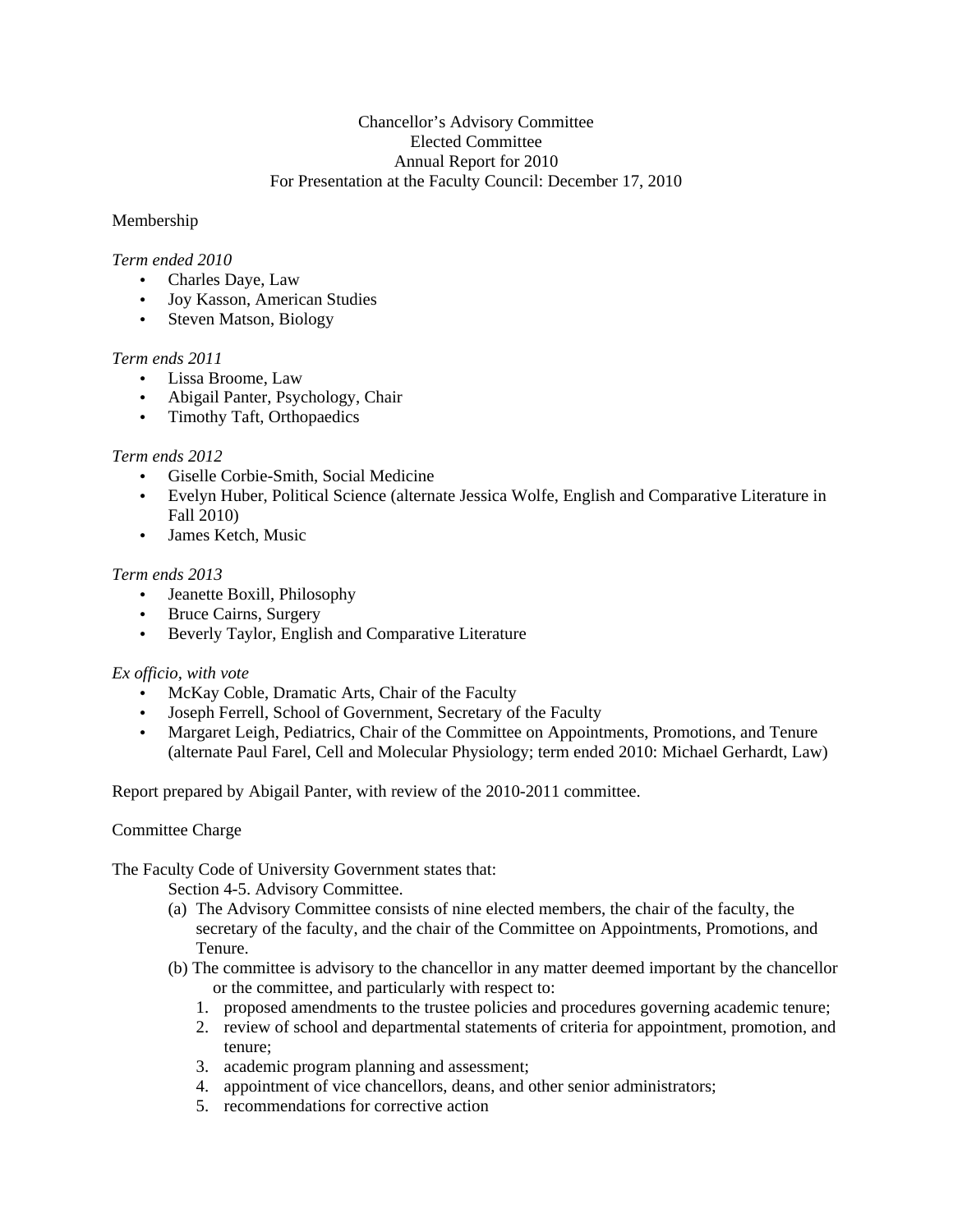# Chancellor's Advisory Committee
## Elected Committee
## Annual Report for 2010
## For Presentation at the Faculty Council: December 17, 2010

Membership

*Term ended 2010*

- Charles Daye, Law
- Joy Kasson, American Studies
- Steven Matson, Biology

*Term ends 2011*

- Lissa Broome, Law
- Abigail Panter, Psychology, Chair
- Timothy Taft, Orthopaedics

*Term ends 2012*

- Giselle Corbie-Smith, Social Medicine
- Evelyn Huber, Political Science (alternate Jessica Wolfe, English and Comparative Literature in Fall 2010)
- James Ketch, Music

*Term ends 2013*

- Jeanette Boxill, Philosophy
- Bruce Cairns, Surgery
- Beverly Taylor, English and Comparative Literature

*Ex officio, with vote*

- McKay Coble, Dramatic Arts, Chair of the Faculty
- Joseph Ferrell, School of Government, Secretary of the Faculty
- Margaret Leigh, Pediatrics, Chair of the Committee on Appointments, Promotions, and Tenure (alternate Paul Farel, Cell and Molecular Physiology; term ended 2010: Michael Gerhardt, Law)

Report prepared by Abigail Panter, with review of the 2010-2011 committee.

Committee Charge

The Faculty Code of University Government states that:

Section 4-5. Advisory Committee.

(a) The Advisory Committee consists of nine elected members, the chair of the faculty, the secretary of the faculty, and the chair of the Committee on Appointments, Promotions, and Tenure.

(b) The committee is advisory to the chancellor in any matter deemed important by the chancellor or the committee, and particularly with respect to:

1. proposed amendments to the trustee policies and procedures governing academic tenure;
2. review of school and departmental statements of criteria for appointment, promotion, and tenure;
3. academic program planning and assessment;
4. appointment of vice chancellors, deans, and other senior administrators;
5. recommendations for corrective action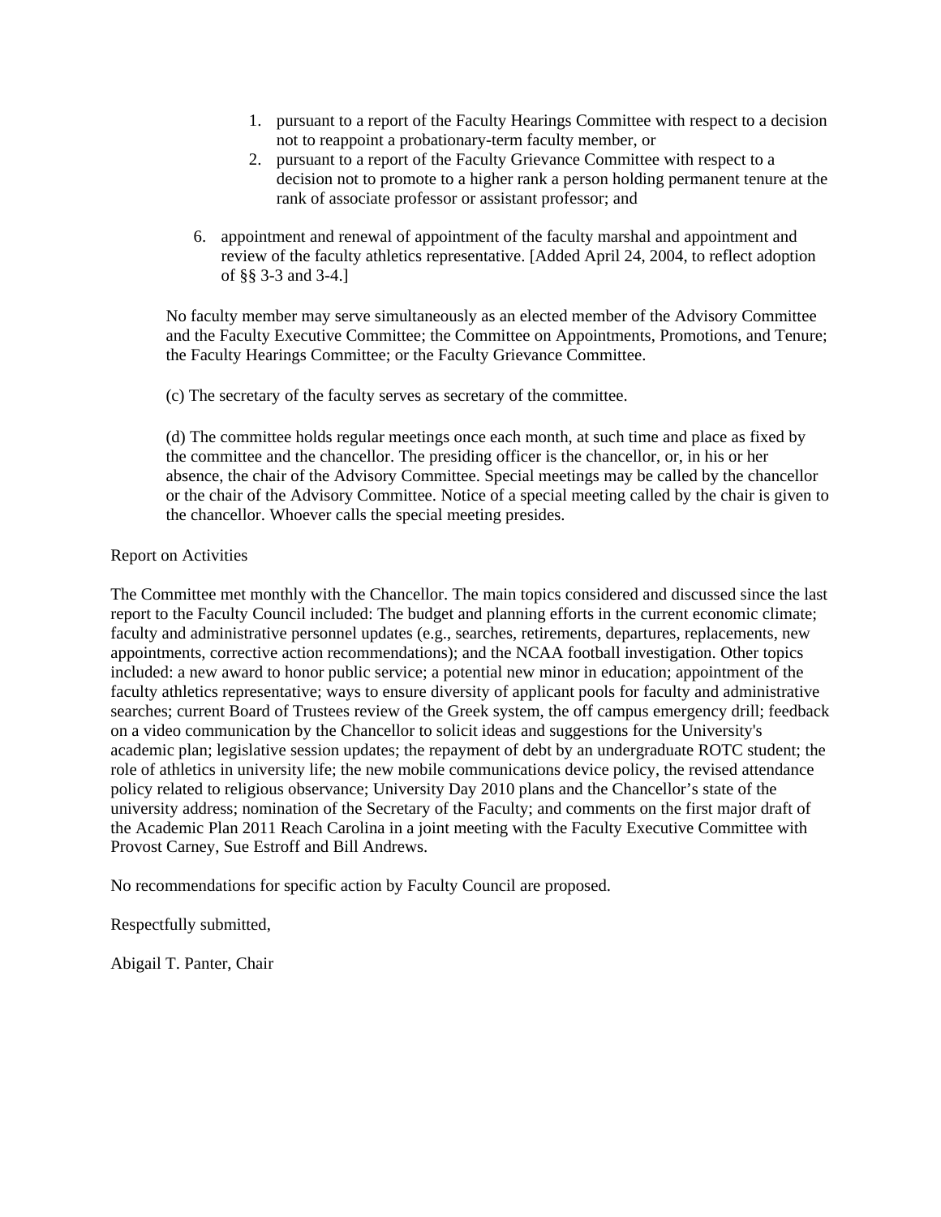1. pursuant to a report of the Faculty Hearings Committee with respect to a decision not to reappoint a probationary-term faculty member, or
2. pursuant to a report of the Faculty Grievance Committee with respect to a decision not to promote to a higher rank a person holding permanent tenure at the rank of associate professor or assistant professor; and

6. appointment and renewal of appointment of the faculty marshal and appointment and review of the faculty athletics representative. [Added April 24, 2004, to reflect adoption of §§ 3-3 and 3-4.]

No faculty member may serve simultaneously as an elected member of the Advisory Committee and the Faculty Executive Committee; the Committee on Appointments, Promotions, and Tenure; the Faculty Hearings Committee; or the Faculty Grievance Committee.

(c) The secretary of the faculty serves as secretary of the committee.

(d) The committee holds regular meetings once each month, at such time and place as fixed by the committee and the chancellor. The presiding officer is the chancellor, or, in his or her absence, the chair of the Advisory Committee. Special meetings may be called by the chancellor or the chair of the Advisory Committee. Notice of a special meeting called by the chair is given to the chancellor. Whoever calls the special meeting presides.

Report on Activities

The Committee met monthly with the Chancellor. The main topics considered and discussed since the last report to the Faculty Council included: The budget and planning efforts in the current economic climate; faculty and administrative personnel updates (e.g., searches, retirements, departures, replacements, new appointments, corrective action recommendations); and the NCAA football investigation. Other topics included: a new award to honor public service; a potential new minor in education; appointment of the faculty athletics representative; ways to ensure diversity of applicant pools for faculty and administrative searches; current Board of Trustees review of the Greek system, the off campus emergency drill; feedback on a video communication by the Chancellor to solicit ideas and suggestions for the University's academic plan; legislative session updates; the repayment of debt by an undergraduate ROTC student; the role of athletics in university life; the new mobile communications device policy, the revised attendance policy related to religious observance; University Day 2010 plans and the Chancellor's state of the university address; nomination of the Secretary of the Faculty; and comments on the first major draft of the Academic Plan 2011 Reach Carolina in a joint meeting with the Faculty Executive Committee with Provost Carney, Sue Estroff and Bill Andrews.

No recommendations for specific action by Faculty Council are proposed.

Respectfully submitted,

Abigail T. Panter, Chair